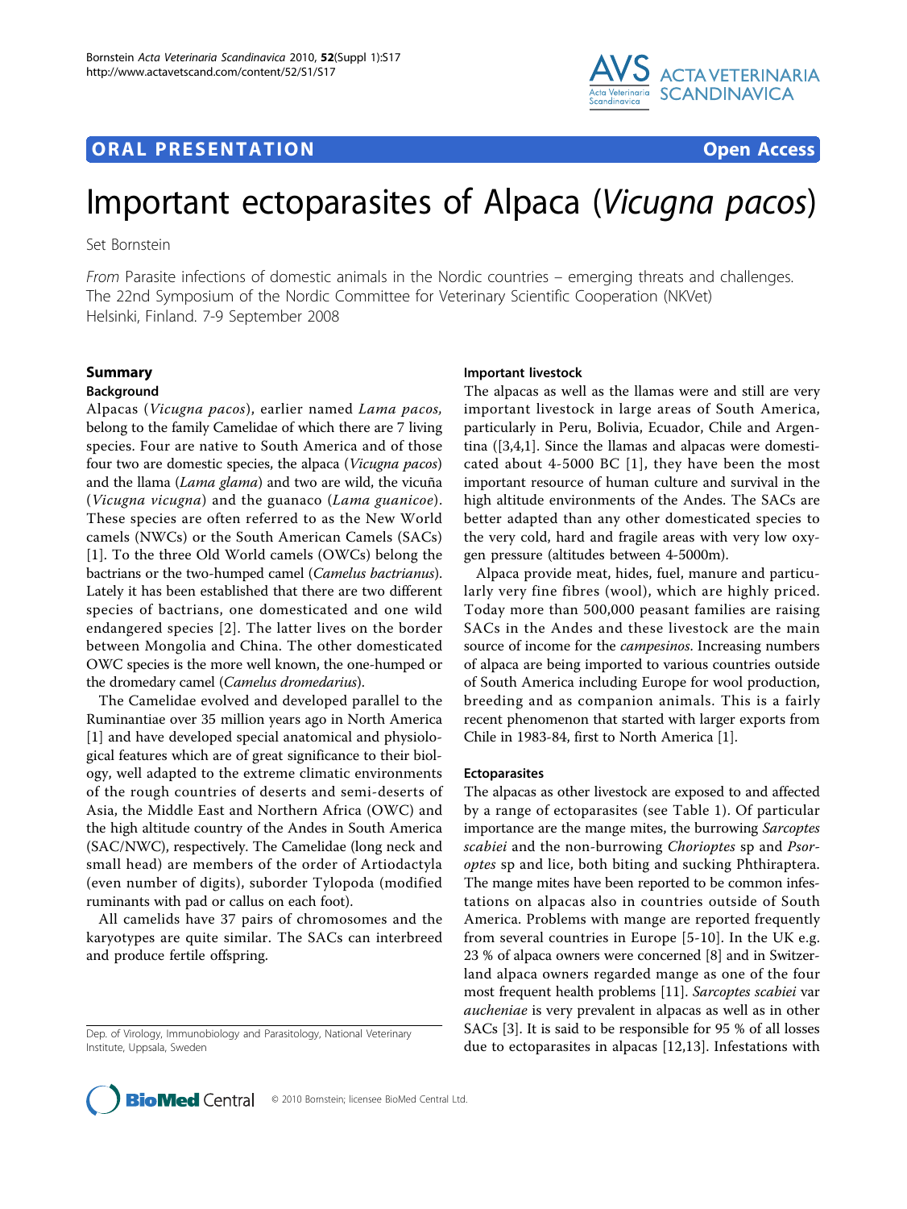ORAL PRESENTATION Open Access

# Important ectoparasites of Alpaca (*Vicugna pacos*)

Set Bornstein

*From* Parasite infections of domestic animals in the Nordic countries – emerging threats and challenges.
The 22nd Symposium of the Nordic Committee for Veterinary Scientific Cooperation (NKVet)
Helsinki, Finland. 7-9 September 2008

## Summary

### Background

Alpacas (*Vicugna pacos*), earlier named *Lama pacos,* belong to the family Camelidae of which there are 7 living species. Four are native to South America and of those four two are domestic species, the alpaca (*Vicugna pacos*) and the llama (*Lama glama*) and two are wild, the vicuña (*Vicugna vicugna*) and the guanaco (*Lama guanicoe*). These species are often referred to as the New World camels (NWCs) or the South American Camels (SACs) [1]. To the three Old World camels (OWCs) belong the bactrians or the two-humped camel (*Camelus bactrianus*). Lately it has been established that there are two different species of bactrians, one domesticated and one wild endangered species [2]. The latter lives on the border between Mongolia and China. The other domesticated OWC species is the more well known, the one-humped or the dromedary camel (*Camelus dromedarius*).

The Camelidae evolved and developed parallel to the Ruminantiae over 35 million years ago in North America [1] and have developed special anatomical and physiological features which are of great significance to their biology, well adapted to the extreme climatic environments of the rough countries of deserts and semi-deserts of Asia, the Middle East and Northern Africa (OWC) and the high altitude country of the Andes in South America (SAC/NWC), respectively. The Camelidae (long neck and small head) are members of the order of Artiodactyla (even number of digits), suborder Tylopoda (modified ruminants with pad or callus on each foot).

All camelids have 37 pairs of chromosomes and the karyotypes are quite similar. The SACs can interbreed and produce fertile offspring.

Dep. of Virology, Immunobiology and Parasitology, National Veterinary Institute, Uppsala, Sweden

### Important livestock

The alpacas as well as the llamas were and still are very important livestock in large areas of South America, particularly in Peru, Bolivia, Ecuador, Chile and Argentina ([3,4,1]. Since the llamas and alpacas were domesticated about 4-5000 BC [1], they have been the most important resource of human culture and survival in the high altitude environments of the Andes. The SACs are better adapted than any other domesticated species to the very cold, hard and fragile areas with very low oxygen pressure (altitudes between 4-5000m).

Alpaca provide meat, hides, fuel, manure and particularly very fine fibres (wool), which are highly priced. Today more than 500,000 peasant families are raising SACs in the Andes and these livestock are the main source of income for the *campesinos*. Increasing numbers of alpaca are being imported to various countries outside of South America including Europe for wool production, breeding and as companion animals. This is a fairly recent phenomenon that started with larger exports from Chile in 1983-84, first to North America [1].

### Ectoparasites

The alpacas as other livestock are exposed to and affected by a range of ectoparasites (see Table 1). Of particular importance are the mange mites, the burrowing *Sarcoptes scabiei* and the non-burrowing *Chorioptes* sp and *Psoroptes* sp and lice, both biting and sucking Phthiraptera. The mange mites have been reported to be common infestations on alpacas also in countries outside of South America. Problems with mange are reported frequently from several countries in Europe [5-10]. In the UK e.g. 23 % of alpaca owners were concerned [8] and in Switzerland alpaca owners regarded mange as one of the four most frequent health problems [11]. *Sarcoptes scabiei* var *aucheniae* is very prevalent in alpacas as well as in other SACs [3]. It is said to be responsible for 95 % of all losses due to ectoparasites in alpacas [12,13]. Infestations with

© 2010 Bornstein; licensee BioMed Central Ltd.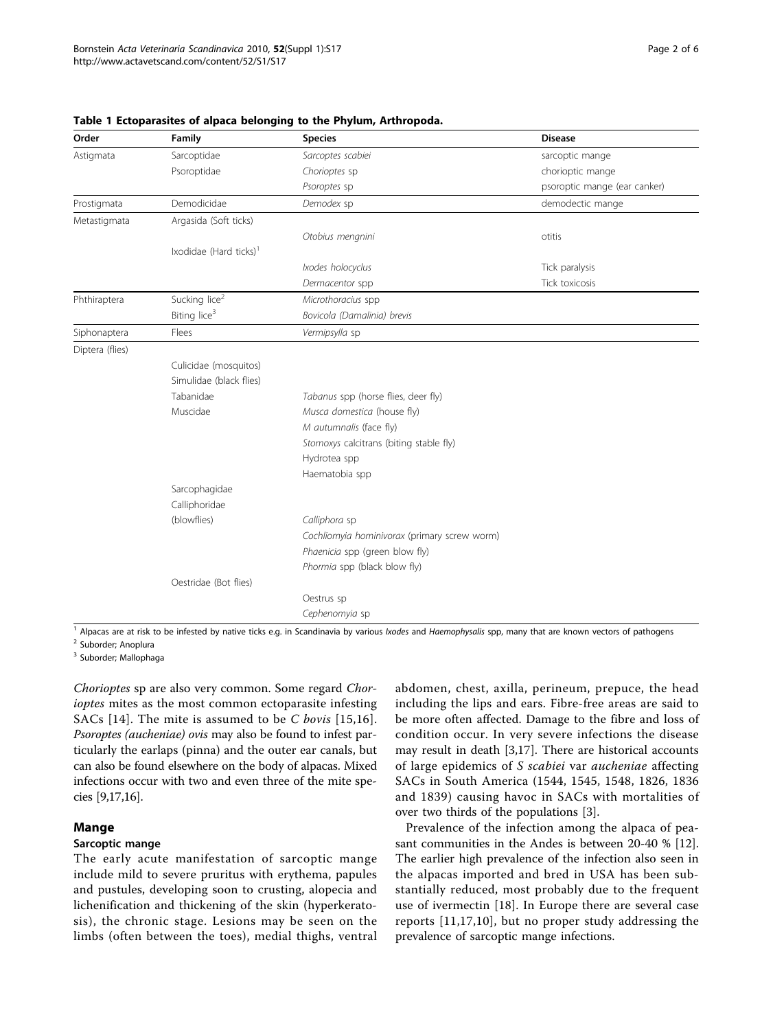**Table 1 Ectoparasites of alpaca belonging to the Phylum, Arthropoda.**

| Order | Family | Species | Disease |
|---|---|---|---|
| Astigmata | Sarcoptidae | *Sarcoptes scabiei* | sarcoptic mange |
| | Psoroptidae | *Chorioptes* sp | chorioptic mange |
| | | *Psoroptes* sp | psoroptic mange (ear canker) |
| Prostigmata | Demodicidae | *Demodex* sp | demodectic mange |
| Metastigmata | Argasida (Soft ticks) | | |
| | | *Otobius mengnini* | otitis |
| | Ixodidae (Hard ticks)[1] | | |
| | | *Ixodes holocyclus* | Tick paralysis |
| | | *Dermacentor* spp | Tick toxicosis |
| Phthiraptera | Sucking lice[2] | *Microthoracius* spp | |
| | Biting lice[3] | *Bovicola (Damalinia) brevis* | |
| Siphonaptera | Flees | *Vermipsylla* sp | |
| Diptera (flies) | | | |
| | Culicidae (mosquitos) | | |
| | Simulidae (black flies) | | |
| | Tabanidae | *Tabanus* spp (horse flies, deer fly) | |
| | Muscidae | *Musca domestica* (house fly) | |
| | | *M autumnalis* (face fly) | |
| | | *Stomoxys* calcitrans (biting stable fly) | |
| | | Hydrotea spp | |
| | | Haematobia spp | |
| | Sarcophagidae | | |
| | Calliphoridae | | |
| | (blowflies) | *Calliphora* sp | |
| | | *Cochliomyia hominivorax* (primary screw worm) | |
| | | *Phaenicia* spp (green blow fly) | |
| | | *Phormia* spp (black blow fly) | |
| | Oestridae (Bot flies) | | |
| | | Oestrus sp | |
| | | *Cephenomyia* sp | |

[1] Alpacas are at risk to be infested by native ticks e.g. in Scandinavia by various *Ixodes* and *Haemophysalis* spp, many that are known vectors of pathogens

[2] Suborder; Anoplura

[3] Suborder; Mallophaga

*Chorioptes* sp are also very common. Some regard *Chorioptes* mites as the most common ectoparasite infesting SACs [14]. The mite is assumed to be *C bovis* [15,16]. *Psoroptes (aucheniae) ovis* may also be found to infest particularly the earlaps (pinna) and the outer ear canals, but can also be found elsewhere on the body of alpacas. Mixed infections occur with two and even three of the mite species [9,17,16].

## Mange

### Sarcoptic mange

The early acute manifestation of sarcoptic mange include mild to severe pruritus with erythema, papules and pustules, developing soon to crusting, alopecia and lichenification and thickening of the skin (hyperkeratosis), the chronic stage. Lesions may be seen on the limbs (often between the toes), medial thighs, ventral abdomen, chest, axilla, perineum, prepuce, the head including the lips and ears. Fibre-free areas are said to be more often affected. Damage to the fibre and loss of condition occur. In very severe infections the disease may result in death [3,17]. There are historical accounts of large epidemics of *S scabiei* var *aucheniae* affecting SACs in South America (1544, 1545, 1548, 1826, 1836 and 1839) causing havoc in SACs with mortalities of over two thirds of the populations [3].

Prevalence of the infection among the alpaca of peasant communities in the Andes is between 20-40 % [12]. The earlier high prevalence of the infection also seen in the alpacas imported and bred in USA has been substantially reduced, most probably due to the frequent use of ivermectin [18]. In Europe there are several case reports [11,17,10], but no proper study addressing the prevalence of sarcoptic mange infections.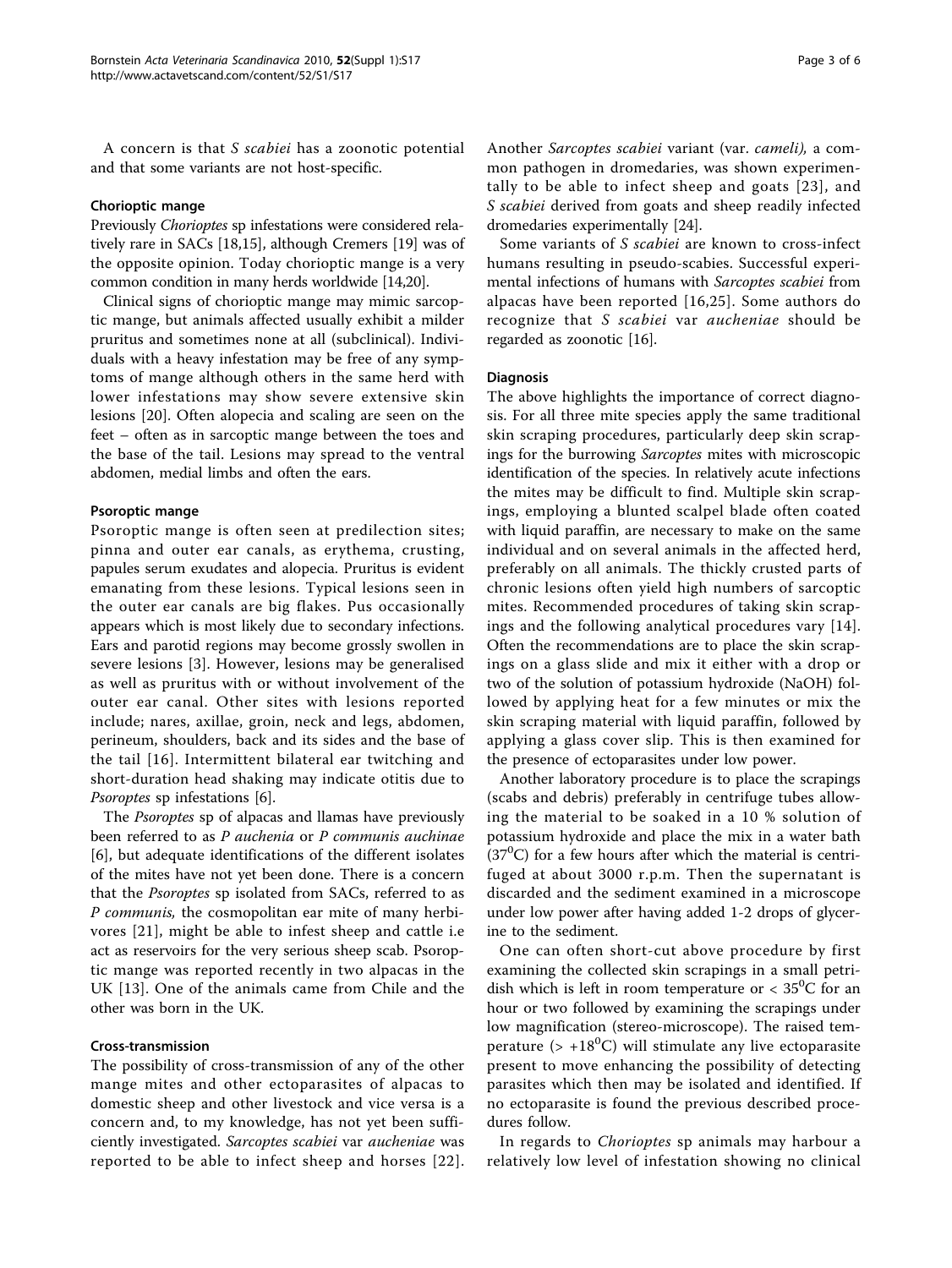A concern is that *S scabiei* has a zoonotic potential and that some variants are not host-specific.

### Chorioptic mange

Previously *Chorioptes* sp infestations were considered relatively rare in SACs [18,15], although Cremers [19] was of the opposite opinion. Today chorioptic mange is a very common condition in many herds worldwide [14,20].

Clinical signs of chorioptic mange may mimic sarcoptic mange, but animals affected usually exhibit a milder pruritus and sometimes none at all (subclinical). Individuals with a heavy infestation may be free of any symptoms of mange although others in the same herd with lower infestations may show severe extensive skin lesions [20]. Often alopecia and scaling are seen on the feet – often as in sarcoptic mange between the toes and the base of the tail. Lesions may spread to the ventral abdomen, medial limbs and often the ears.

### Psoroptic mange

Psoroptic mange is often seen at predilection sites; pinna and outer ear canals, as erythema, crusting, papules serum exudates and alopecia. Pruritus is evident emanating from these lesions. Typical lesions seen in the outer ear canals are big flakes. Pus occasionally appears which is most likely due to secondary infections. Ears and parotid regions may become grossly swollen in severe lesions [3]. However, lesions may be generalised as well as pruritus with or without involvement of the outer ear canal. Other sites with lesions reported include; nares, axillae, groin, neck and legs, abdomen, perineum, shoulders, back and its sides and the base of the tail [16]. Intermittent bilateral ear twitching and short-duration head shaking may indicate otitis due to *Psoroptes* sp infestations [6].

The *Psoroptes* sp of alpacas and llamas have previously been referred to as *P auchenia* or *P communis auchinae* [6], but adequate identifications of the different isolates of the mites have not yet been done. There is a concern that the *Psoroptes* sp isolated from SACs, referred to as *P communis,* the cosmopolitan ear mite of many herbivores [21], might be able to infest sheep and cattle i.e act as reservoirs for the very serious sheep scab. Psoroptic mange was reported recently in two alpacas in the UK [13]. One of the animals came from Chile and the other was born in the UK.

### Cross-transmission

The possibility of cross-transmission of any of the other mange mites and other ectoparasites of alpacas to domestic sheep and other livestock and vice versa is a concern and, to my knowledge, has not yet been sufficiently investigated. *Sarcoptes scabiei* var *aucheniae* was reported to be able to infect sheep and horses [22]. Another *Sarcoptes scabiei* variant (var. *cameli),* a common pathogen in dromedaries, was shown experimentally to be able to infect sheep and goats [23], and *S scabiei* derived from goats and sheep readily infected dromedaries experimentally [24].

Some variants of *S scabiei* are known to cross-infect humans resulting in pseudo-scabies. Successful experimental infections of humans with *Sarcoptes scabiei* from alpacas have been reported [16,25]. Some authors do recognize that *S scabiei* var *aucheniae* should be regarded as zoonotic [16].

### Diagnosis

The above highlights the importance of correct diagnosis. For all three mite species apply the same traditional skin scraping procedures, particularly deep skin scrapings for the burrowing *Sarcoptes* mites with microscopic identification of the species. In relatively acute infections the mites may be difficult to find. Multiple skin scrapings, employing a blunted scalpel blade often coated with liquid paraffin, are necessary to make on the same individual and on several animals in the affected herd, preferably on all animals. The thickly crusted parts of chronic lesions often yield high numbers of sarcoptic mites. Recommended procedures of taking skin scrapings and the following analytical procedures vary [14]. Often the recommendations are to place the skin scrapings on a glass slide and mix it either with a drop or two of the solution of potassium hydroxide (NaOH) followed by applying heat for a few minutes or mix the skin scraping material with liquid paraffin, followed by applying a glass cover slip. This is then examined for the presence of ectoparasites under low power.

Another laboratory procedure is to place the scrapings (scabs and debris) preferably in centrifuge tubes allowing the material to be soaked in a 10 % solution of potassium hydroxide and place the mix in a water bath ($37^0$C) for a few hours after which the material is centrifuged at about 3000 r.p.m. Then the supernatant is discarded and the sediment examined in a microscope under low power after having added 1-2 drops of glycerine to the sediment.

One can often short-cut above procedure by first examining the collected skin scrapings in a small petridish which is left in room temperature or < $35^0$C for an hour or two followed by examining the scrapings under low magnification (stereo-microscope). The raised temperature (> $+18^0$C) will stimulate any live ectoparasite present to move enhancing the possibility of detecting parasites which then may be isolated and identified. If no ectoparasite is found the previous described procedures follow.

In regards to *Chorioptes* sp animals may harbour a relatively low level of infestation showing no clinical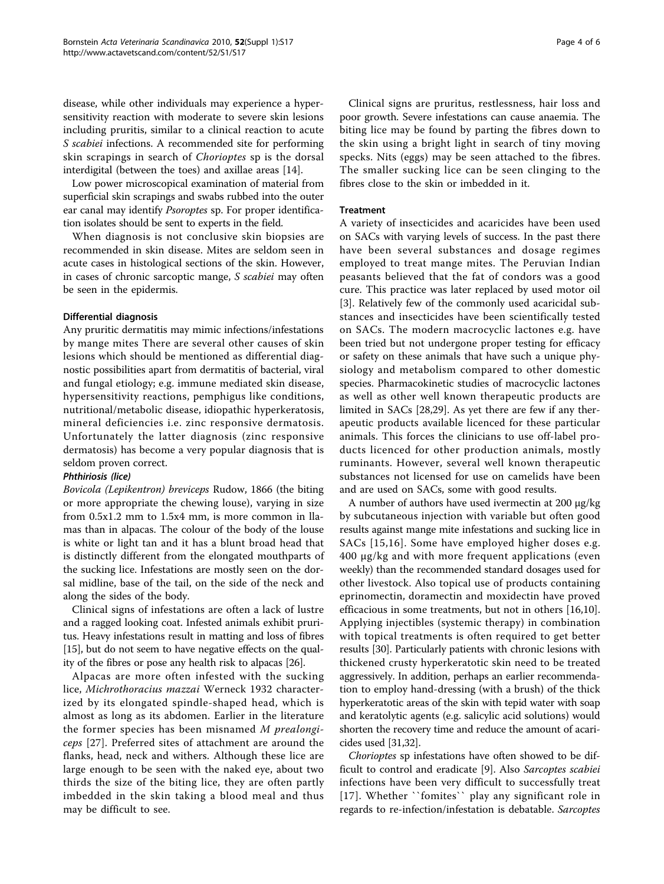disease, while other individuals may experience a hypersensitivity reaction with moderate to severe skin lesions including pruritis, similar to a clinical reaction to acute *S scabiei* infections. A recommended site for performing skin scrapings in search of *Chorioptes* sp is the dorsal interdigital (between the toes) and axillae areas [14].

Low power microscopical examination of material from superficial skin scrapings and swabs rubbed into the outer ear canal may identify *Psoroptes* sp. For proper identification isolates should be sent to experts in the field.

When diagnosis is not conclusive skin biopsies are recommended in skin disease. Mites are seldom seen in acute cases in histological sections of the skin. However, in cases of chronic sarcoptic mange, *S scabiei* may often be seen in the epidermis.

#### Differential diagnosis

Any pruritic dermatitis may mimic infections/infestations by mange mites There are several other causes of skin lesions which should be mentioned as differential diagnostic possibilities apart from dermatitis of bacterial, viral and fungal etiology; e.g. immune mediated skin disease, hypersensitivity reactions, pemphigus like conditions, nutritional/metabolic disease, idiopathic hyperkeratosis, mineral deficiencies i.e. zinc responsive dermatosis. Unfortunately the latter diagnosis (zinc responsive dermatosis) has become a very popular diagnosis that is seldom proven correct.

##### *Phthiriosis (lice)*

*Bovicola (Lepikentron) breviceps* Rudow, 1866 (the biting or more appropriate the chewing louse), varying in size from 0.5x1.2 mm to 1.5x4 mm, is more common in llamas than in alpacas. The colour of the body of the louse is white or light tan and it has a blunt broad head that is distinctly different from the elongated mouthparts of the sucking lice. Infestations are mostly seen on the dorsal midline, base of the tail, on the side of the neck and along the sides of the body.

Clinical signs of infestations are often a lack of lustre and a ragged looking coat. Infested animals exhibit pruritus. Heavy infestations result in matting and loss of fibres [15], but do not seem to have negative effects on the quality of the fibres or pose any health risk to alpacas [26].

Alpacas are more often infested with the sucking lice, *Michrothoracius mazzai* Werneck 1932 characterized by its elongated spindle-shaped head, which is almost as long as its abdomen. Earlier in the literature the former species has been misnamed *M prealongiceps* [27]. Preferred sites of attachment are around the flanks, head, neck and withers. Although these lice are large enough to be seen with the naked eye, about two thirds the size of the biting lice, they are often partly imbedded in the skin taking a blood meal and thus may be difficult to see.

Clinical signs are pruritus, restlessness, hair loss and poor growth. Severe infestations can cause anaemia. The biting lice may be found by parting the fibres down to the skin using a bright light in search of tiny moving specks. Nits (eggs) may be seen attached to the fibres. The smaller sucking lice can be seen clinging to the fibres close to the skin or imbedded in it.

#### Treatment

A variety of insecticides and acaricides have been used on SACs with varying levels of success. In the past there have been several substances and dosage regimes employed to treat mange mites. The Peruvian Indian peasants believed that the fat of condors was a good cure. This practice was later replaced by used motor oil [3]. Relatively few of the commonly used acaricidal substances and insecticides have been scientifically tested on SACs. The modern macrocyclic lactones e.g. have been tried but not undergone proper testing for efficacy or safety on these animals that have such a unique physiology and metabolism compared to other domestic species. Pharmacokinetic studies of macrocyclic lactones as well as other well known therapeutic products are limited in SACs [28,29]. As yet there are few if any therapeutic products available licenced for these particular animals. This forces the clinicians to use off-label products licenced for other production animals, mostly ruminants. However, several well known therapeutic substances not licensed for use on camelids have been and are used on SACs, some with good results.

A number of authors have used ivermectin at 200 μg/kg by subcutaneous injection with variable but often good results against mange mite infestations and sucking lice in SACs [15,16]. Some have employed higher doses e.g. 400 μg/kg and with more frequent applications (even weekly) than the recommended standard dosages used for other livestock. Also topical use of products containing eprinomectin, doramectin and moxidectin have proved efficacious in some treatments, but not in others [16,10]. Applying injectibles (systemic therapy) in combination with topical treatments is often required to get better results [30]. Particularly patients with chronic lesions with thickened crusty hyperkeratotic skin need to be treated aggressively. In addition, perhaps an earlier recommendation to employ hand-dressing (with a brush) of the thick hyperkeratotic areas of the skin with tepid water with soap and keratolytic agents (e.g. salicylic acid solutions) would shorten the recovery time and reduce the amount of acaricides used [31,32].

*Chorioptes* sp infestations have often showed to be difficult to control and eradicate [9]. Also *Sarcoptes scabiei* infections have been very difficult to successfully treat [17]. Whether ``fomites`` play any significant role in regards to re-infection/infestation is debatable. *Sarcoptes*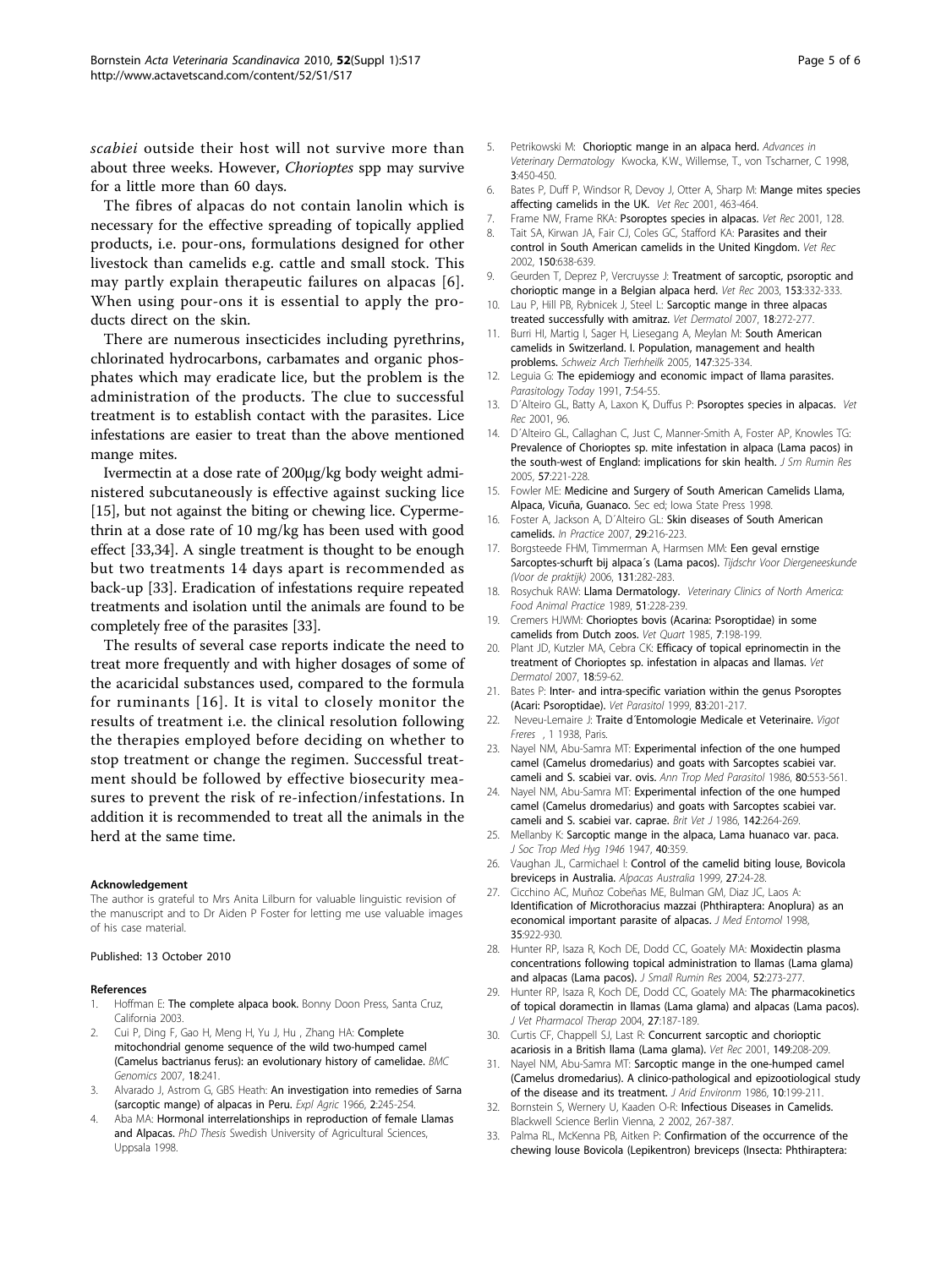*scabiei* outside their host will not survive more than about three weeks. However, *Chorioptes* spp may survive for a little more than 60 days.

The fibres of alpacas do not contain lanolin which is necessary for the effective spreading of topically applied products, i.e. pour-ons, formulations designed for other livestock than camelids e.g. cattle and small stock. This may partly explain therapeutic failures on alpacas [6]. When using pour-ons it is essential to apply the products direct on the skin.

There are numerous insecticides including pyrethrins, chlorinated hydrocarbons, carbamates and organic phosphates which may eradicate lice, but the problem is the administration of the products. The clue to successful treatment is to establish contact with the parasites. Lice infestations are easier to treat than the above mentioned mange mites.

Ivermectin at a dose rate of 200µg/kg body weight administered subcutaneously is effective against sucking lice [15], but not against the biting or chewing lice. Cypermethrin at a dose rate of 10 mg/kg has been used with good effect [33,34]. A single treatment is thought to be enough but two treatments 14 days apart is recommended as back-up [33]. Eradication of infestations require repeated treatments and isolation until the animals are found to be completely free of the parasites [33].

The results of several case reports indicate the need to treat more frequently and with higher dosages of some of the acaricidal substances used, compared to the formula for ruminants [16]. It is vital to closely monitor the results of treatment i.e. the clinical resolution following the therapies employed before deciding on whether to stop treatment or change the regimen. Successful treatment should be followed by effective biosecurity measures to prevent the risk of re-infection/infestations. In addition it is recommended to treat all the animals in the herd at the same time.

#### Acknowledgement

The author is grateful to Mrs Anita Lilburn for valuable linguistic revision of the manuscript and to Dr Aiden P Foster for letting me use valuable images of his case material.

Published: 13 October 2010

#### References

1. Hoffman E: **The complete alpaca book.** Bonny Doon Press, Santa Cruz, California 2003.
2. Cui P, Ding F, Gao H, Meng H, Yu J, Hu , Zhang HA: **Complete mitochondrial genome sequence of the wild two-humped camel (Camelus bactrianus ferus): an evolutionary history of camelidae.** *BMC Genomics* 2007, **18**:241.
3. Alvarado J, Astrom G, GBS Heath: **An investigation into remedies of Sarna (sarcoptic mange) of alpacas in Peru.** *Expl Agric* 1966, **2**:245-254.
4. Aba MA: **Hormonal interrelationships in reproduction of female Llamas and Alpacas.** *PhD Thesis* Swedish University of Agricultural Sciences, Uppsala 1998.
5. Petrikowski M: **Chorioptic mange in an alpaca herd.** *Advances in Veterinary Dermatology* Kwocka, K.W., Willemse, T., von Tscharner, C 1998, **3**:450-450.
6. Bates P, Duff P, Windsor R, Devoy J, Otter A, Sharp M: **Mange mites species affecting camelids in the UK.** *Vet Rec* 2001, 463-464.
7. Frame NW, Frame RKA: **Psoroptes species in alpacas.** *Vet Rec* 2001, 128.
8. Tait SA, Kirwan JA, Fair CJ, Coles GC, Stafford KA: **Parasites and their control in South American camelids in the United Kingdom.** *Vet Rec* 2002, **150**:638-639.
9. Geurden T, Deprez P, Vercruysse J: **Treatment of sarcoptic, psoroptic and chorioptic mange in a Belgian alpaca herd.** *Vet Rec* 2003, **153**:332-333.
10. Lau P, Hill PB, Rybnicek J, Steel L: **Sarcoptic mange in three alpacas treated successfully with amitraz.** *Vet Dermatol* 2007, **18**:272-277.
11. Burri HI, Martig I, Sager H, Liesegang A, Meylan M: **South American camelids in Switzerland. I. Population, management and health problems.** *Schweiz Arch Tierhheilk* 2005, **147**:325-334.
12. Leguia G: **The epidemiogy and economic impact of llama parasites.** *Parasitology Today* 1991, **7**:54-55.
13. D´Alteiro GL, Batty A, Laxon K, Duffus P: **Psoroptes species in alpacas.** *Vet Rec* 2001, 96.
14. D´Alteiro GL, Callaghan C, Just C, Manner-Smith A, Foster AP, Knowles TG: **Prevalence of Chorioptes sp. mite infestation in alpaca (Lama pacos) in the south-west of England: implications for skin health.** *J Sm Rumin Res* 2005, **57**:221-228.
15. Fowler ME: **Medicine and Surgery of South American Camelids Llama, Alpaca, Vicuña, Guanaco.** Sec ed; Iowa State Press 1998.
16. Foster A, Jackson A, D´Alteiro GL: **Skin diseases of South American camelids.** *In Practice* 2007, **29**:216-223.
17. Borgsteede FHM, Timmerman A, Harmsen MM: **Een geval ernstige Sarcoptes-schurft bij alpaca´s (Lama pacos).** *Tijdschr Voor Diergeneeskunde (Voor de praktijk)* 2006, **131**:282-283.
18. Rosychuk RAW: **Llama Dermatology.** *Veterinary Clinics of North America: Food Animal Practice* 1989, **51**:228-239.
19. Cremers HJWM: **Chorioptes bovis (Acarina: Psoroptidae) in some camelids from Dutch zoos.** *Vet Quart* 1985, **7**:198-199.
20. Plant JD, Kutzler MA, Cebra CK: **Efficacy of topical eprinomectin in the treatment of Chorioptes sp. infestation in alpacas and llamas.** *Vet Dermatol* 2007, **18**:59-62.
21. Bates P: **Inter- and intra-specific variation within the genus Psoroptes (Acari: Psoroptidae).** *Vet Parasitol* 1999, **83**:201-217.
22. Neveu-Lemaire J: **Traite d´Entomologie Medicale et Veterinaire.** *Vigot Freres* , 1 1938, Paris.
23. Nayel NM, Abu-Samra MT: **Experimental infection of the one humped camel (Camelus dromedarius) and goats with Sarcoptes scabiei var. cameli and S. scabiei var. ovis.** *Ann Trop Med Parasitol* 1986, **80**:553-561.
24. Nayel NM, Abu-Samra MT: **Experimental infection of the one humped camel (Camelus dromedarius) and goats with Sarcoptes scabiei var. cameli and S. scabiei var. caprae.** *Brit Vet J* 1986, **142**:264-269.
25. Mellanby K: **Sarcoptic mange in the alpaca, Lama huanaco var. paca.** *J Soc Trop Med Hyg 1946* 1947, **40**:359.
26. Vaughan JL, Carmichael I: **Control of the camelid biting louse, Bovicola breviceps in Australia.** *Alpacas Australia* 1999, **27**:24-28.
27. Cicchino AC, Muñoz Cobeñas ME, Bulman GM, Diaz JC, Laos A: **Identification of Microthoracius mazzai (Phthiraptera: Anoplura) as an economical important parasite of alpacas.** *J Med Entomol* 1998, **35**:922-930.
28. Hunter RP, Isaza R, Koch DE, Dodd CC, Goately MA: **Moxidectin plasma concentrations following topical administration to llamas (Lama glama) and alpacas (Lama pacos).** *J Small Rumin Res* 2004, **52**:273-277.
29. Hunter RP, Isaza R, Koch DE, Dodd CC, Goately MA: **The pharmacokinetics of topical doramectin in llamas (Lama glama) and alpacas (Lama pacos).** *J Vet Pharmacol Therap* 2004, **27**:187-189.
30. Curtis CF, Chappell SJ, Last R: **Concurrent sarcoptic and chorioptic acariosis in a British llama (Lama glama).** *Vet Rec* 2001, **149**:208-209.
31. Nayel NM, Abu-Samra MT: **Sarcoptic mange in the one-humped camel (Camelus dromedarius). A clinico-pathological and epizootiological study of the disease and its treatment.** *J Arid Environm* 1986, **10**:199-211.
32. Bornstein S, Wernery U, Kaaden O-R: **Infectious Diseases in Camelids.** Blackwell Science Berlin Vienna, 2 2002, 267-387.
33. Palma RL, McKenna PB, Aitken P: **Confirmation of the occurrence of the chewing louse Bovicola (Lepikentron) breviceps (Insecta: Phthiraptera:**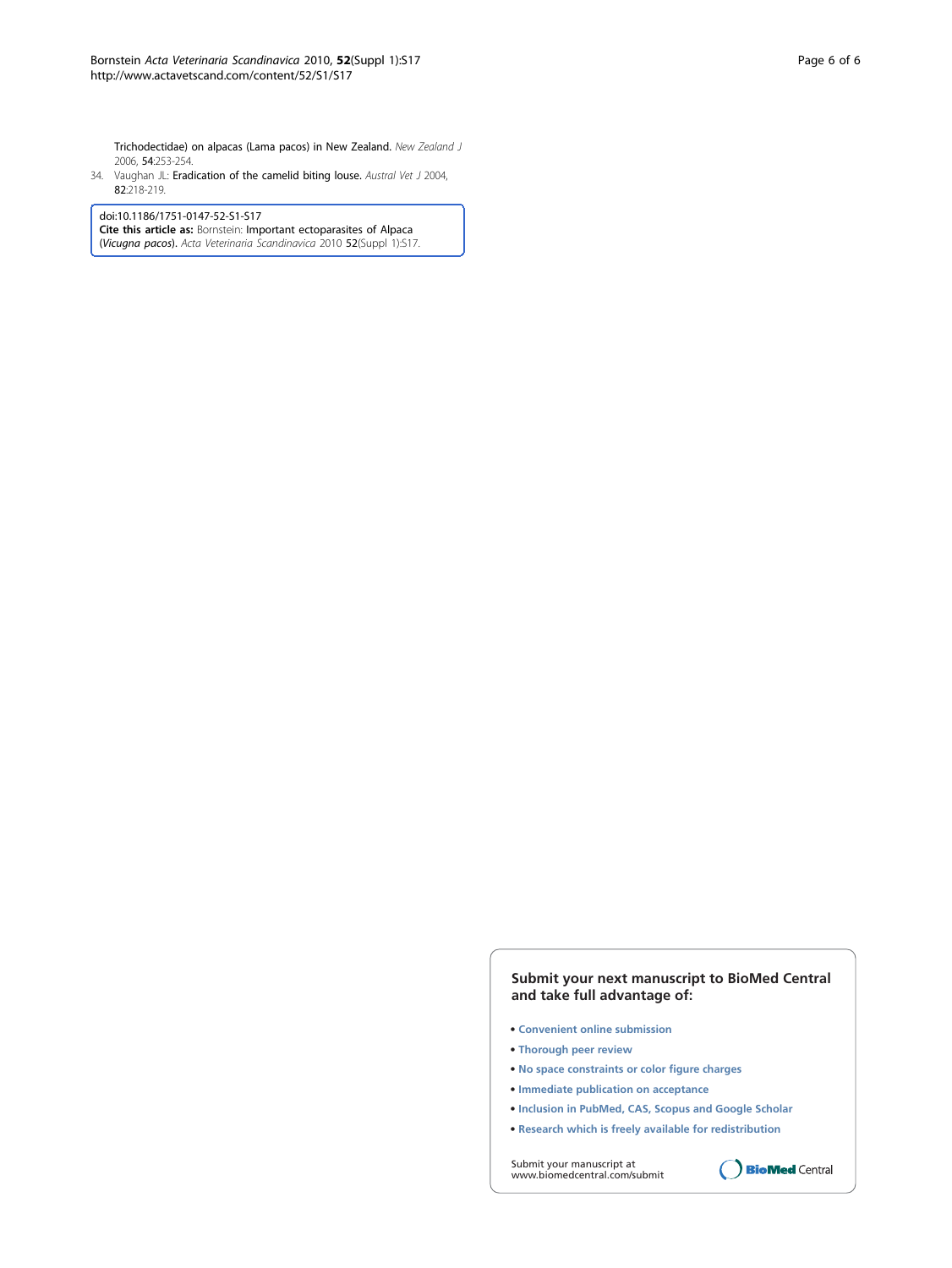Trichodectidae) on alpacas (Lama pacos) in New Zealand. *New Zealand J* 2006, **54**:253-254.

34. Vaughan JL: **Eradication of the camelid biting louse.** *Austral Vet J* 2004, **82**:218-219.

doi:10.1186/1751-0147-52-S1-S17

**Cite this article as:** Bornstein: Important ectoparasites of Alpaca (*Vicugna pacos*). *Acta Veterinaria Scandinavica* 2010 **52**(Suppl 1):S17.

**Submit your next manuscript to BioMed Central and take full advantage of:**

- **Convenient online submission**
- **Thorough peer review**
- **No space constraints or color figure charges**
- **Immediate publication on acceptance**
- **Inclusion in PubMed, CAS, Scopus and Google Scholar**
- **Research which is freely available for redistribution**

Submit your manuscript at www.biomedcentral.com/submit

BioMed Central